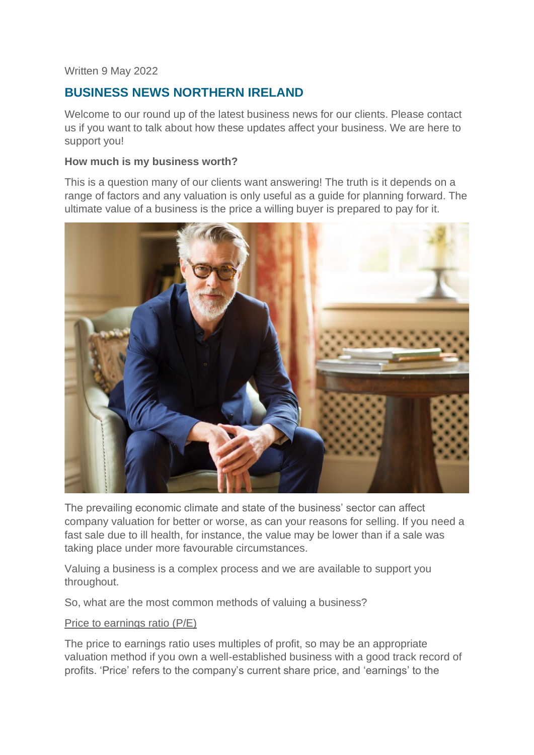Written 9 May 2022

## BUSINESS NEWS NORTHERN IRELAND

Welcome to our round up of the latest business news for our clients. Please contact us if you want to talk about how these updates affect your business. We are here to support you!

**How much is my business worth?**

This is a question many of our clients want answering! The truth is it depends on a range of factors and any valuation is only useful as a guide for planning forward. The ultimate value of a business is the price a willing buyer is prepared to pay for it.

The prevailing economic climate and state of the business' sector can affect company valuation for better or worse, as can your reasons for selling. If you need a fast sale due to ill health, for instance, the value may be lower than if a sale was taking place under more favourable circumstances.

Valuing a business is a complex process and we are available to support you throughout.

So, what are the most common methods of valuing a business?

Price to earnings ratio (P/E)

The price to earnings ratio uses multiples of profit, so may be an appropriate valuation method if you own a well-established business with a good track record of profits. 'Price' refers to the company's current share price, and 'earnings' to the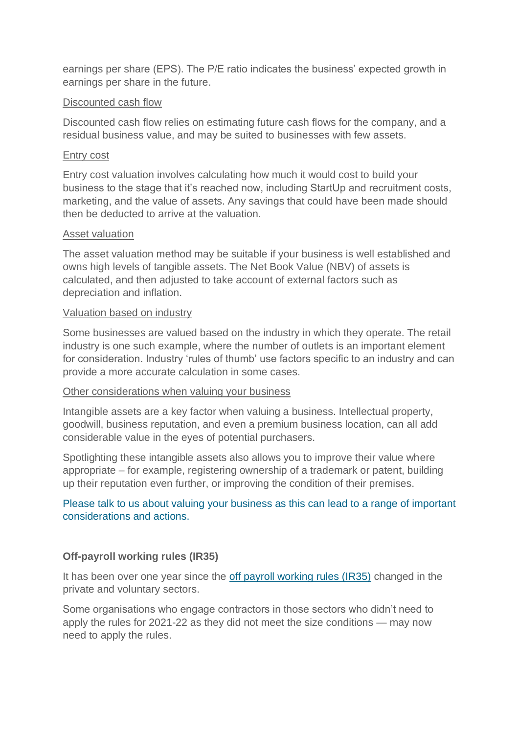earnings per share (EPS). The P/E ratio indicates the business' expected growth in earnings per share in the future.

Discounted cash flow

Discounted cash flow relies on estimating future cash flows for the company, and a residual business value, and may be suited to businesses with few assets.

Entry cost

Entry cost valuation involves calculating how much it would cost to build your business to the stage that it's reached now, including StartUp and recruitment costs, marketing, and the value of assets. Any savings that could have been made should then be deducted to arrive at the valuation.

Asset valuation

The asset valuation method may be suitable if your business is well established and owns high levels of tangible assets. The Net Book Value (NBV) of assets is calculated, and then adjusted to take account of external factors such as depreciation and inflation.

Valuation based on industry

Some businesses are valued based on the industry in which they operate. The retail industry is one such example, where the number of outlets is an important element for consideration. Industry 'rules of thumb' use factors specific to an industry and can provide a more accurate calculation in some cases.

Other considerations when valuing your business

Intangible assets are a key factor when valuing a business. Intellectual property, goodwill, business reputation, and even a premium business location, can all add considerable value in the eyes of potential purchasers.

Spotlighting these intangible assets also allows you to improve their value where appropriate – for example, registering ownership of a trademark or patent, building up their reputation even further, or improving the condition of their premises.

Please talk to us about valuing your business as this can lead to a range of important considerations and actions.

**Off-payroll working rules (IR35)**

It has been over one year since the off payroll working rules (IR35) changed in the private and voluntary sectors.

Some organisations who engage contractors in those sectors who didn't need to apply the rules for 2021-22 as they did not meet the size conditions — may now need to apply the rules.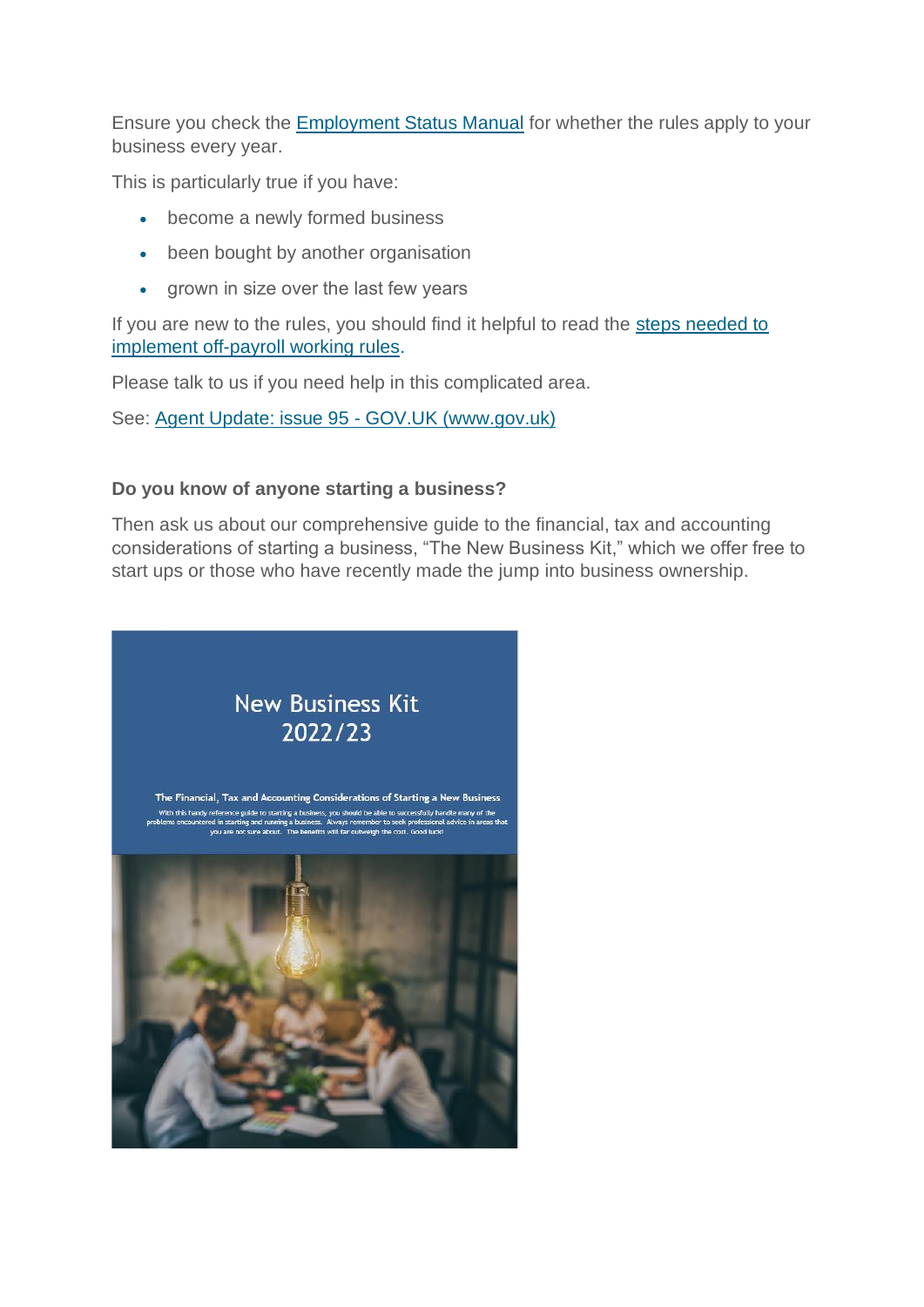Ensure you check the Employment Status Manual for whether the rules apply to your business every year.

This is particularly true if you have:

- become a newly formed business
- been bought by another organisation
- grown in size over the last few years

If you are new to the rules, you should find it helpful to read the steps needed to implement off-payroll working rules.

Please talk to us if you need help in this complicated area.

See: Agent Update: issue 95 - GOV.UK (www.gov.uk)

**Do you know of anyone starting a business?**

Then ask us about our comprehensive guide to the financial, tax and accounting considerations of starting a business, "The New Business Kit," which we offer free to start ups or those who have recently made the jump into business ownership.

New Business Kit
2022/23

**The Financial, Tax and Accounting Considerations of Starting a New Business**

With this handy reference guide to starting a business, you should be able to successfully handle many of the problems encountered in starting and running a business. Always remember to seek professional advice in areas that you are not sure about. The benefits will far outweigh the cost. Good luck!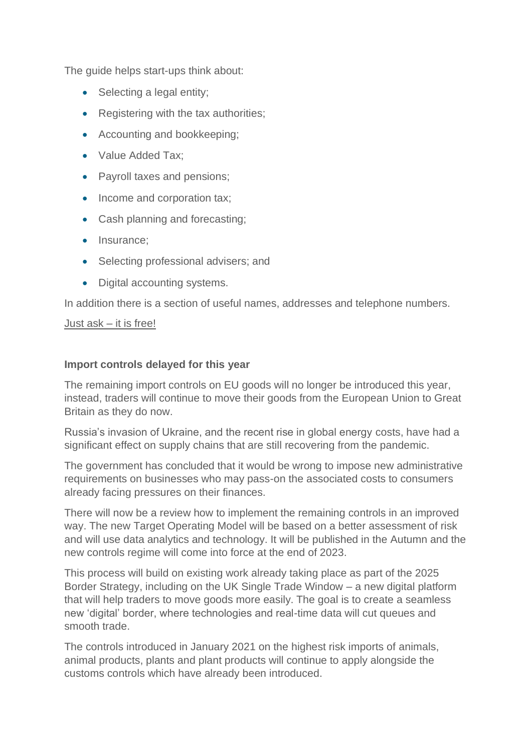The guide helps start-ups think about:

- Selecting a legal entity;
- Registering with the tax authorities;
- Accounting and bookkeeping;
- Value Added Tax;
- Payroll taxes and pensions;
- Income and corporation tax;
- Cash planning and forecasting;
- Insurance;
- Selecting professional advisers; and
- Digital accounting systems.

In addition there is a section of useful names, addresses and telephone numbers.

Just ask – it is free!

**Import controls delayed for this year**

The remaining import controls on EU goods will no longer be introduced this year, instead, traders will continue to move their goods from the European Union to Great Britain as they do now.

Russia's invasion of Ukraine, and the recent rise in global energy costs, have had a significant effect on supply chains that are still recovering from the pandemic.

The government has concluded that it would be wrong to impose new administrative requirements on businesses who may pass-on the associated costs to consumers already facing pressures on their finances.

There will now be a review how to implement the remaining controls in an improved way. The new Target Operating Model will be based on a better assessment of risk and will use data analytics and technology. It will be published in the Autumn and the new controls regime will come into force at the end of 2023.

This process will build on existing work already taking place as part of the 2025 Border Strategy, including on the UK Single Trade Window – a new digital platform that will help traders to move goods more easily. The goal is to create a seamless new 'digital' border, where technologies and real-time data will cut queues and smooth trade.

The controls introduced in January 2021 on the highest risk imports of animals, animal products, plants and plant products will continue to apply alongside the customs controls which have already been introduced.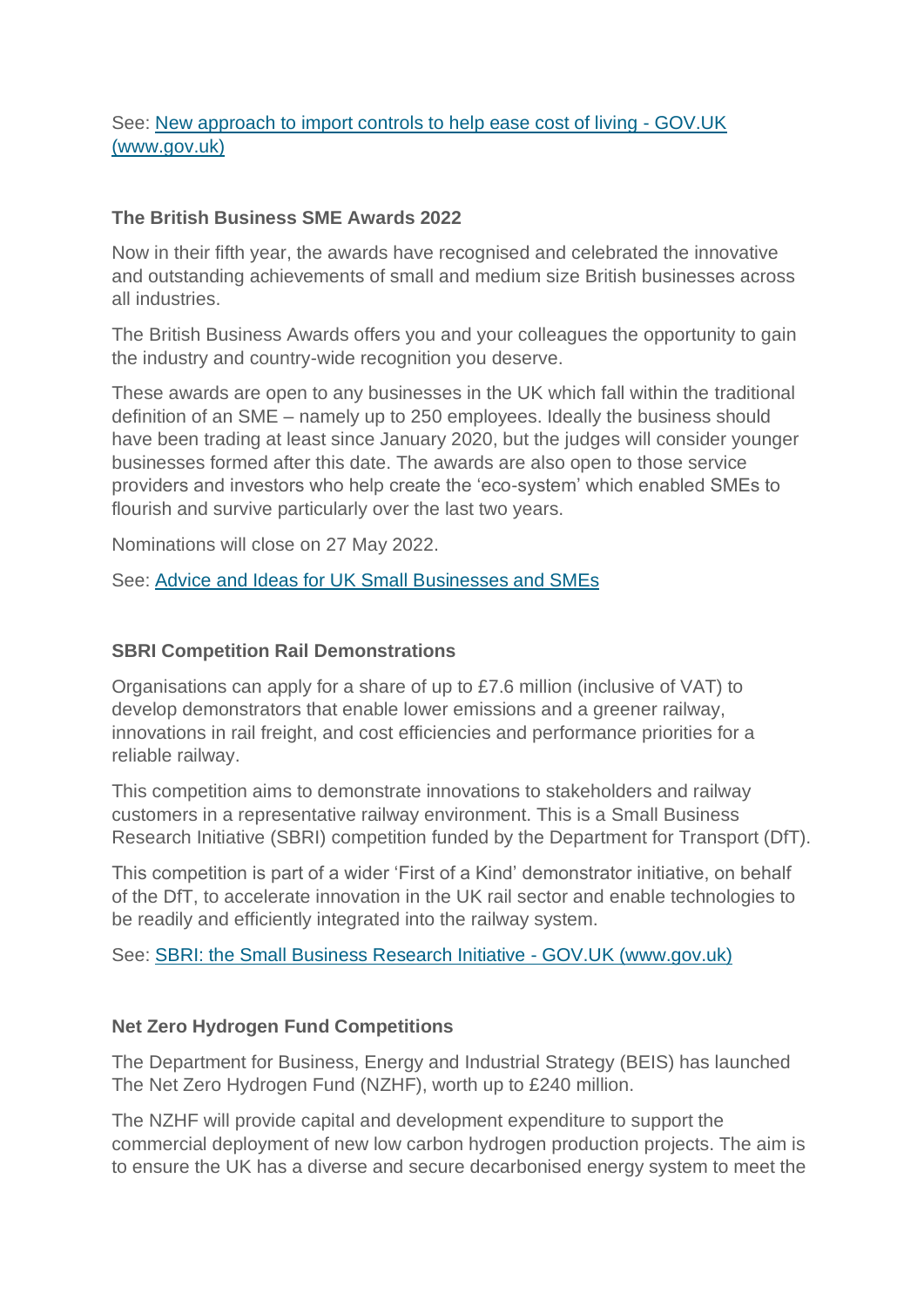See: [New approach to import controls to help ease cost of living - GOV.UK (www.gov.uk)]

**The British Business SME Awards 2022**

Now in their fifth year, the awards have recognised and celebrated the innovative and outstanding achievements of small and medium size British businesses across all industries.

The British Business Awards offers you and your colleagues the opportunity to gain the industry and country-wide recognition you deserve.

These awards are open to any businesses in the UK which fall within the traditional definition of an SME – namely up to 250 employees. Ideally the business should have been trading at least since January 2020, but the judges will consider younger businesses formed after this date. The awards are also open to those service providers and investors who help create the 'eco-system' which enabled SMEs to flourish and survive particularly over the last two years.

Nominations will close on 27 May 2022.

See: [Advice and Ideas for UK Small Businesses and SMEs]

**SBRI Competition Rail Demonstrations**

Organisations can apply for a share of up to £7.6 million (inclusive of VAT) to develop demonstrators that enable lower emissions and a greener railway, innovations in rail freight, and cost efficiencies and performance priorities for a reliable railway.

This competition aims to demonstrate innovations to stakeholders and railway customers in a representative railway environment. This is a Small Business Research Initiative (SBRI) competition funded by the Department for Transport (DfT).

This competition is part of a wider 'First of a Kind' demonstrator initiative, on behalf of the DfT, to accelerate innovation in the UK rail sector and enable technologies to be readily and efficiently integrated into the railway system.

See: [SBRI: the Small Business Research Initiative - GOV.UK (www.gov.uk)]

**Net Zero Hydrogen Fund Competitions**

The Department for Business, Energy and Industrial Strategy (BEIS) has launched The Net Zero Hydrogen Fund (NZHF), worth up to £240 million.

The NZHF will provide capital and development expenditure to support the commercial deployment of new low carbon hydrogen production projects. The aim is to ensure the UK has a diverse and secure decarbonised energy system to meet the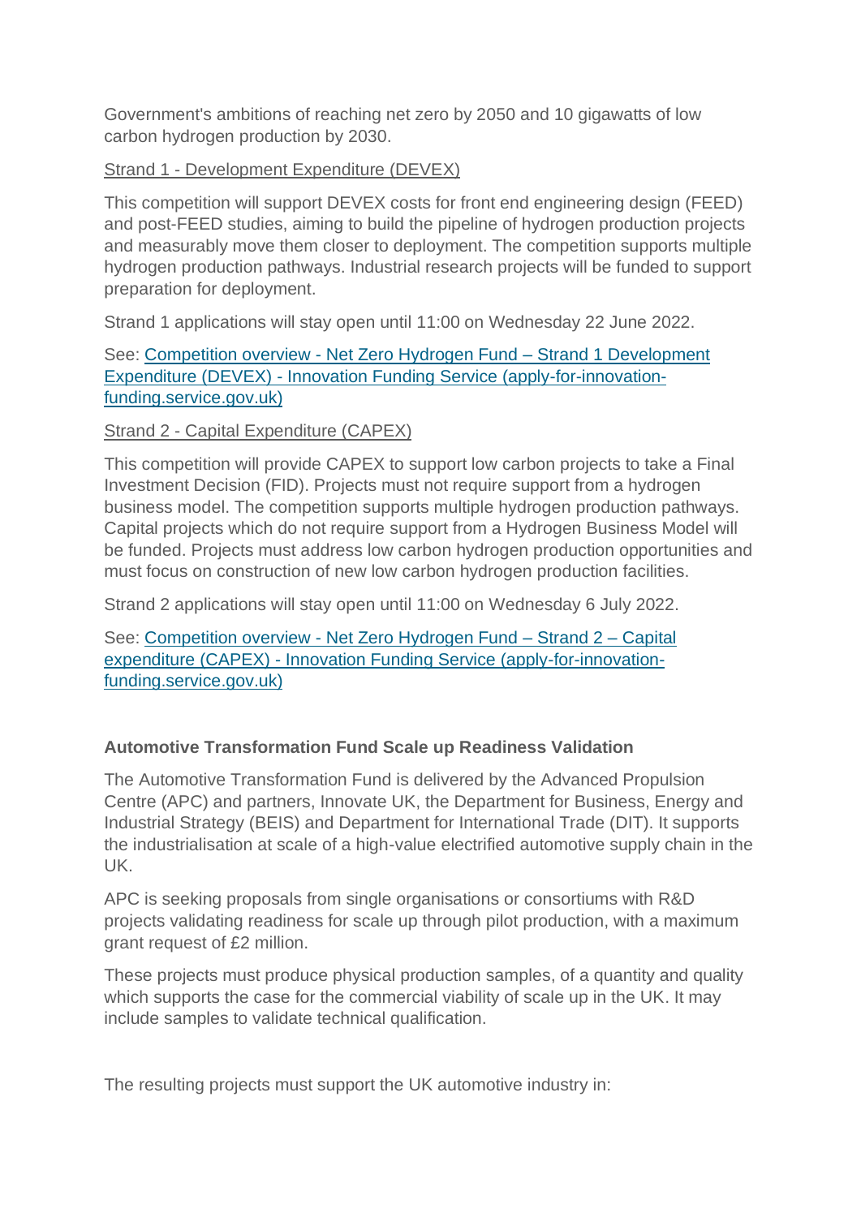Government's ambitions of reaching net zero by 2050 and 10 gigawatts of low carbon hydrogen production by 2030.

Strand 1 - Development Expenditure (DEVEX)

This competition will support DEVEX costs for front end engineering design (FEED) and post-FEED studies, aiming to build the pipeline of hydrogen production projects and measurably move them closer to deployment. The competition supports multiple hydrogen production pathways. Industrial research projects will be funded to support preparation for deployment.

Strand 1 applications will stay open until 11:00 on Wednesday 22 June 2022.

See: Competition overview - Net Zero Hydrogen Fund – Strand 1 Development Expenditure (DEVEX) - Innovation Funding Service (apply-for-innovation-funding.service.gov.uk)

Strand 2 - Capital Expenditure (CAPEX)

This competition will provide CAPEX to support low carbon projects to take a Final Investment Decision (FID). Projects must not require support from a hydrogen business model. The competition supports multiple hydrogen production pathways. Capital projects which do not require support from a Hydrogen Business Model will be funded. Projects must address low carbon hydrogen production opportunities and must focus on construction of new low carbon hydrogen production facilities.

Strand 2 applications will stay open until 11:00 on Wednesday 6 July 2022.

See: Competition overview - Net Zero Hydrogen Fund – Strand 2 – Capital expenditure (CAPEX) - Innovation Funding Service (apply-for-innovation-funding.service.gov.uk)

**Automotive Transformation Fund Scale up Readiness Validation**

The Automotive Transformation Fund is delivered by the Advanced Propulsion Centre (APC) and partners, Innovate UK, the Department for Business, Energy and Industrial Strategy (BEIS) and Department for International Trade (DIT). It supports the industrialisation at scale of a high-value electrified automotive supply chain in the UK.

APC is seeking proposals from single organisations or consortiums with R&D projects validating readiness for scale up through pilot production, with a maximum grant request of £2 million.

These projects must produce physical production samples, of a quantity and quality which supports the case for the commercial viability of scale up in the UK. It may include samples to validate technical qualification.

The resulting projects must support the UK automotive industry in: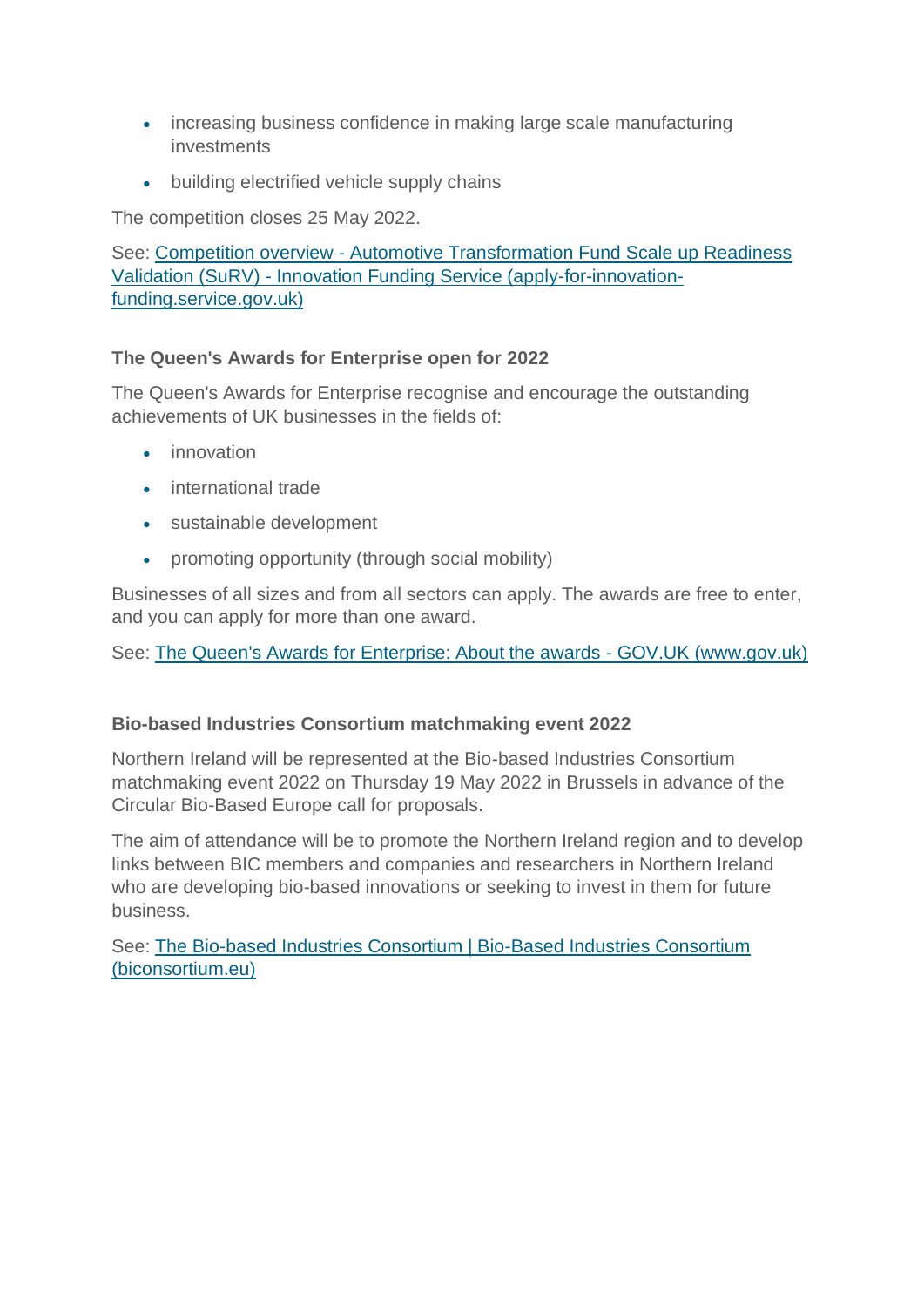- increasing business confidence in making large scale manufacturing investments
- building electrified vehicle supply chains

The competition closes 25 May 2022.

See: [Competition overview - Automotive Transformation Fund Scale up Readiness Validation (SuRV) - Innovation Funding Service (apply-for-innovation-funding.service.gov.uk)]()

**The Queen's Awards for Enterprise open for 2022**

The Queen's Awards for Enterprise recognise and encourage the outstanding achievements of UK businesses in the fields of:

- innovation
- international trade
- sustainable development
- promoting opportunity (through social mobility)

Businesses of all sizes and from all sectors can apply. The awards are free to enter, and you can apply for more than one award.

See: [The Queen's Awards for Enterprise: About the awards - GOV.UK (www.gov.uk)]()

**Bio-based Industries Consortium matchmaking event 2022**

Northern Ireland will be represented at the Bio-based Industries Consortium matchmaking event 2022 on Thursday 19 May 2022 in Brussels in advance of the Circular Bio-Based Europe call for proposals.

The aim of attendance will be to promote the Northern Ireland region and to develop links between BIC members and companies and researchers in Northern Ireland who are developing bio-based innovations or seeking to invest in them for future business.

See: [The Bio-based Industries Consortium | Bio-Based Industries Consortium (biconsortium.eu)]()